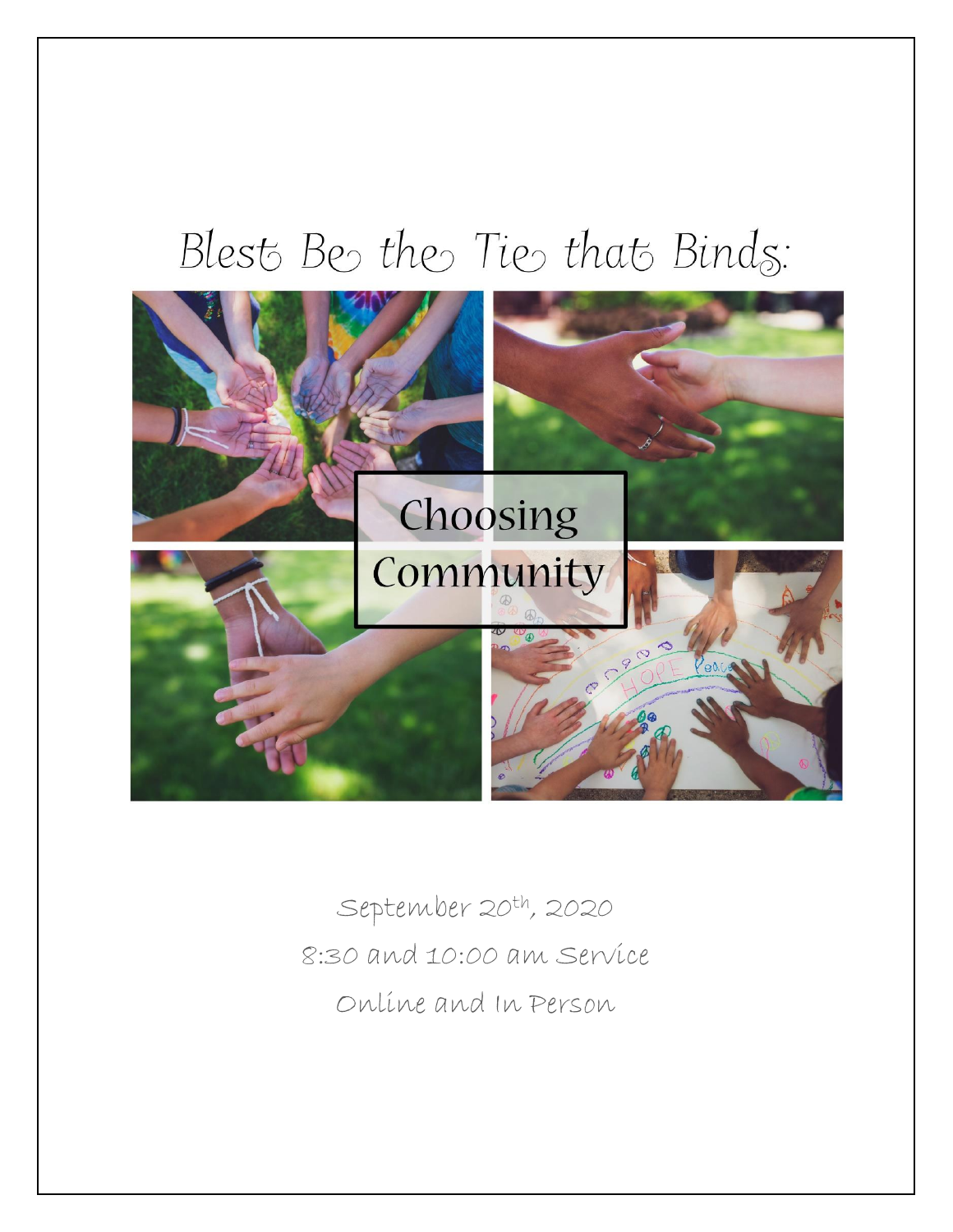# Blest Be the Tie that Binds:

## Choosing Community

September 20th, 2020

8:30 and 10:00 am Service

Online and In Person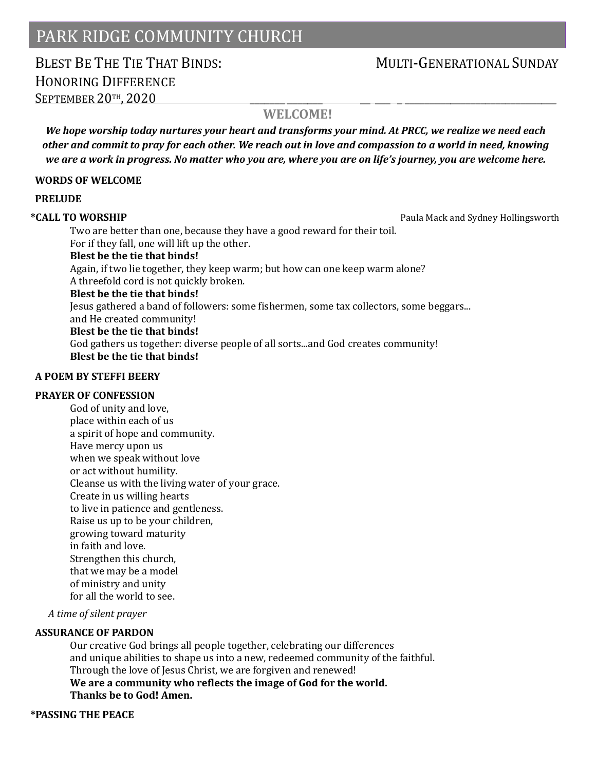# PARK RIDGE COMMUNITY CHURCH

## BLEST BE THE TIE THAT BINDS: HONORING DIFFERENCE

MULTI-GENERATIONAL SUNDAY

SEPTEMBER 20TH, 2020

### WELCOME!

***We hope worship today nurtures your heart and transforms your mind. At PRCC, we realize we need each other and commit to pray for each other. We reach out in love and compassion to a world in need, knowing we are a work in progress. No matter who you are, where you are on life's journey, you are welcome here.***

**WORDS OF WELCOME**

**PRELUDE**

**\*CALL TO WORSHIP** Paula Mack and Sydney Hollingsworth

Two are better than one, because they have a good reward for their toil.
For if they fall, one will lift up the other.
**Blest be the tie that binds!**
Again, if two lie together, they keep warm; but how can one keep warm alone?
A threefold cord is not quickly broken.
**Blest be the tie that binds!**
Jesus gathered a band of followers: some fishermen, some tax collectors, some beggars...
and He created community!
**Blest be the tie that binds!**
God gathers us together: diverse people of all sorts...and God creates community!
**Blest be the tie that binds!**

**A POEM BY STEFFI BEERY**

**PRAYER OF CONFESSION**

God of unity and love,
place within each of us
a spirit of hope and community.
Have mercy upon us
when we speak without love
or act without humility.
Cleanse us with the living water of your grace.
Create in us willing hearts
to live in patience and gentleness.
Raise us up to be your children,
growing toward maturity
in faith and love.
Strengthen this church,
that we may be a model
of ministry and unity
for all the world to see.

*A time of silent prayer*

**ASSURANCE OF PARDON**

Our creative God brings all people together, celebrating our differences
and unique abilities to shape us into a new, redeemed community of the faithful.
Through the love of Jesus Christ, we are forgiven and renewed!
**We are a community who reflects the image of God for the world.**
**Thanks be to God! Amen.**

**\*PASSING THE PEACE**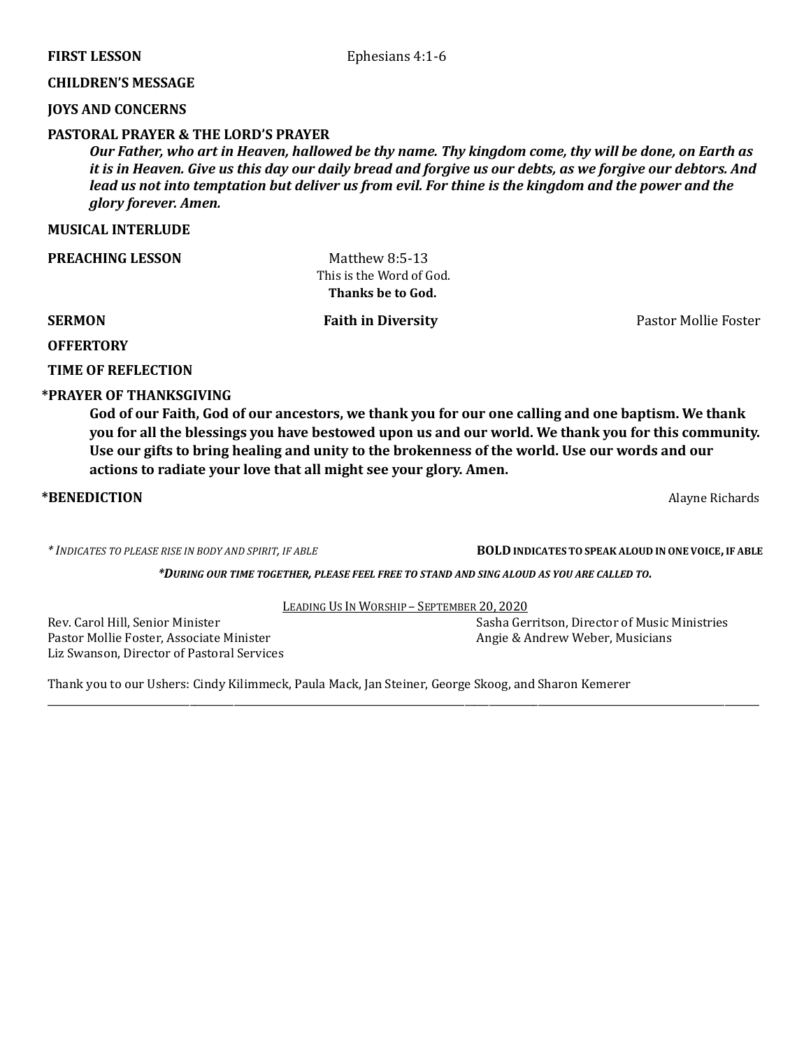**FIRST LESSON** Ephesians 4:1-6

**CHILDREN'S MESSAGE**

**JOYS AND CONCERNS**

**PASTORAL PRAYER & THE LORD'S PRAYER**

***Our Father, who art in Heaven, hallowed be thy name. Thy kingdom come, thy will be done, on Earth as it is in Heaven. Give us this day our daily bread and forgive us our debts, as we forgive our debtors. And lead us not into temptation but deliver us from evil. For thine is the kingdom and the power and the glory forever. Amen.***

**MUSICAL INTERLUDE**

**PREACHING LESSON** Matthew 8:5-13

This is the Word of God.

**Thanks be to God.**

**SERMON** **Faith in Diversity** Pastor Mollie Foster

**OFFERTORY**

**TIME OF REFLECTION**

**\*PRAYER OF THANKSGIVING**

**God of our Faith, God of our ancestors, we thank you for our one calling and one baptism. We thank you for all the blessings you have bestowed upon us and our world. We thank you for this community. Use our gifts to bring healing and unity to the brokenness of the world. Use our words and our actions to radiate your love that all might see your glory. Amen.**

**\*BENEDICTION** Alayne Richards

*\* INDICATES TO PLEASE RISE IN BODY AND SPIRIT, IF ABLE* **BOLD INDICATES TO SPEAK ALOUD IN ONE VOICE, IF ABLE**

***\*DURING OUR TIME TOGETHER, PLEASE FEEL FREE TO STAND AND SING ALOUD AS YOU ARE CALLED TO.***

LEADING US IN WORSHIP – SEPTEMBER 20, 2020

Rev. Carol Hill, Senior Minister
Pastor Mollie Foster, Associate Minister
Liz Swanson, Director of Pastoral Services

Sasha Gerritson, Director of Music Ministries
Angie & Andrew Weber, Musicians

Thank you to our Ushers: Cindy Kilimmeck, Paula Mack, Jan Steiner, George Skoog, and Sharon Kemerer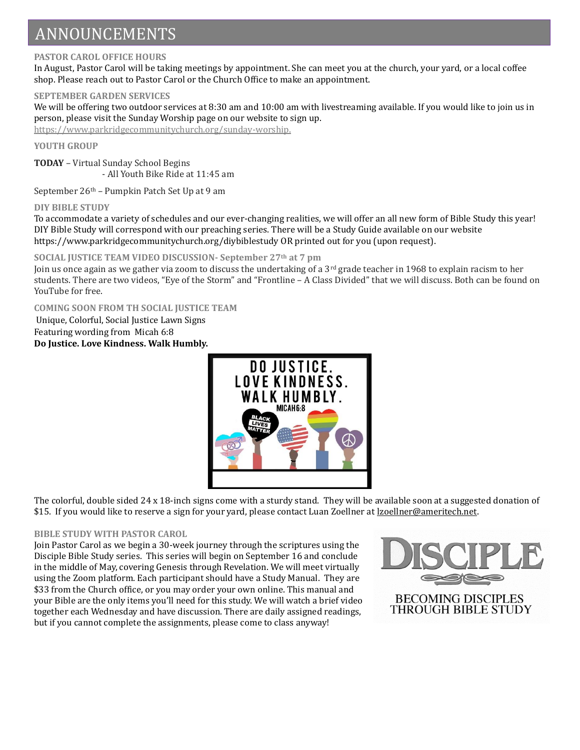# ANNOUNCEMENTS

### PASTOR CAROL OFFICE HOURS

In August, Pastor Carol will be taking meetings by appointment. She can meet you at the church, your yard, or a local coffee shop. Please reach out to Pastor Carol or the Church Office to make an appointment.

### SEPTEMBER GARDEN SERVICES

We will be offering two outdoor services at 8:30 am and 10:00 am with livestreaming available. If you would like to join us in person, please visit the Sunday Worship page on our website to sign up.
https://www.parkridgecommunitychurch.org/sunday-worship.

### YOUTH GROUP

**TODAY** – Virtual Sunday School Begins
- All Youth Bike Ride at 11:45 am

September 26th – Pumpkin Patch Set Up at 9 am

### DIY BIBLE STUDY

To accommodate a variety of schedules and our ever-changing realities, we will offer an all new form of Bible Study this year! DIY Bible Study will correspond with our preaching series. There will be a Study Guide available on our website https://www.parkridgecommunitychurch.org/diybiblestudy OR printed out for you (upon request).

### SOCIAL JUSTICE TEAM VIDEO DISCUSSION- September 27th at 7 pm

Join us once again as we gather via zoom to discuss the undertaking of a 3rd grade teacher in 1968 to explain racism to her students. There are two videos, "Eye of the Storm" and "Frontline – A Class Divided" that we will discuss. Both can be found on YouTube for free.

### COMING SOON FROM TH SOCIAL JUSTICE TEAM

Unique, Colorful, Social Justice Lawn Signs
Featuring wording from Micah 6:8
**Do Justice. Love Kindness. Walk Humbly.**

The colorful, double sided 24 x 18-inch signs come with a sturdy stand. They will be available soon at a suggested donation of $15. If you would like to reserve a sign for your yard, please contact Luan Zoellner at lzoellner@ameritech.net.

### BIBLE STUDY WITH PASTOR CAROL

Join Pastor Carol as we begin a 30-week journey through the scriptures using the Disciple Bible Study series. This series will begin on September 16 and conclude in the middle of May, covering Genesis through Revelation. We will meet virtually using the Zoom platform. Each participant should have a Study Manual. They are $33 from the Church office, or you may order your own online. This manual and your Bible are the only items you'll need for this study. We will watch a brief video together each Wednesday and have discussion. There are daily assigned readings, but if you cannot complete the assignments, please come to class anyway!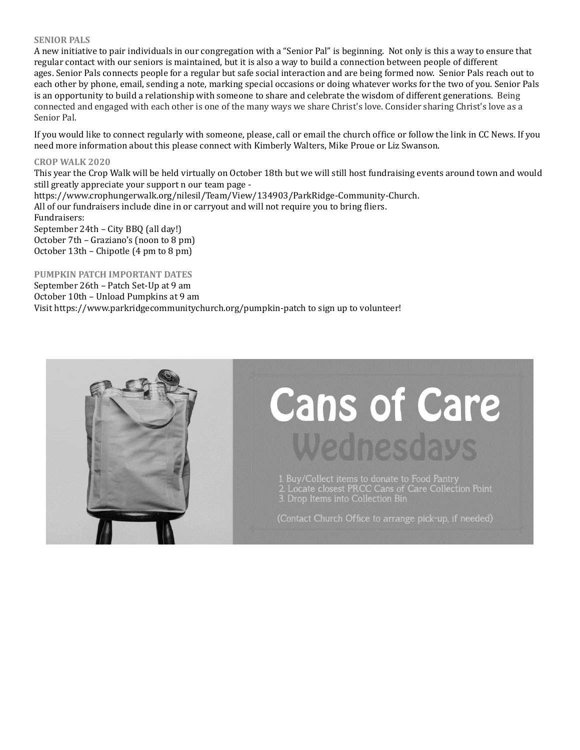**SENIOR PALS**

A new initiative to pair individuals in our congregation with a "Senior Pal" is beginning. Not only is this a way to ensure that regular contact with our seniors is maintained, but it is also a way to build a connection between people of different ages. Senior Pals connects people for a regular but safe social interaction and are being formed now. Senior Pals reach out to each other by phone, email, sending a note, marking special occasions or doing whatever works for the two of you. Senior Pals is an opportunity to build a relationship with someone to share and celebrate the wisdom of different generations. Being connected and engaged with each other is one of the many ways we share Christ's love. Consider sharing Christ's love as a Senior Pal.

If you would like to connect regularly with someone, please, call or email the church office or follow the link in CC News. If you need more information about this please connect with Kimberly Walters, Mike Proue or Liz Swanson.

**CROP WALK 2020**

This year the Crop Walk will be held virtually on October 18th but we will still host fundraising events around town and would still greatly appreciate your support n our team page - https://www.crophungerwalk.org/nilesil/Team/View/134903/ParkRidge-Community-Church.
All of our fundraisers include dine in or carryout and will not require you to bring fliers.
Fundraisers:
September 24th – City BBQ (all day!)
October 7th – Graziano's (noon to 8 pm)
October 13th – Chipotle (4 pm to 8 pm)

**PUMPKIN PATCH IMPORTANT DATES**

September 26th – Patch Set-Up at 9 am
October 10th – Unload Pumpkins at 9 am
Visit https://www.parkridgecommunitychurch.org/pumpkin-patch to sign up to volunteer!

# Cans of Care

## Wednesdays

1. Buy/Collect items to donate to Food Pantry
2. Locate closest PRCC Cans of Care Collection Point
3. Drop Items into Collection Bin

(Contact Church Office to arrange pick-up, if needed)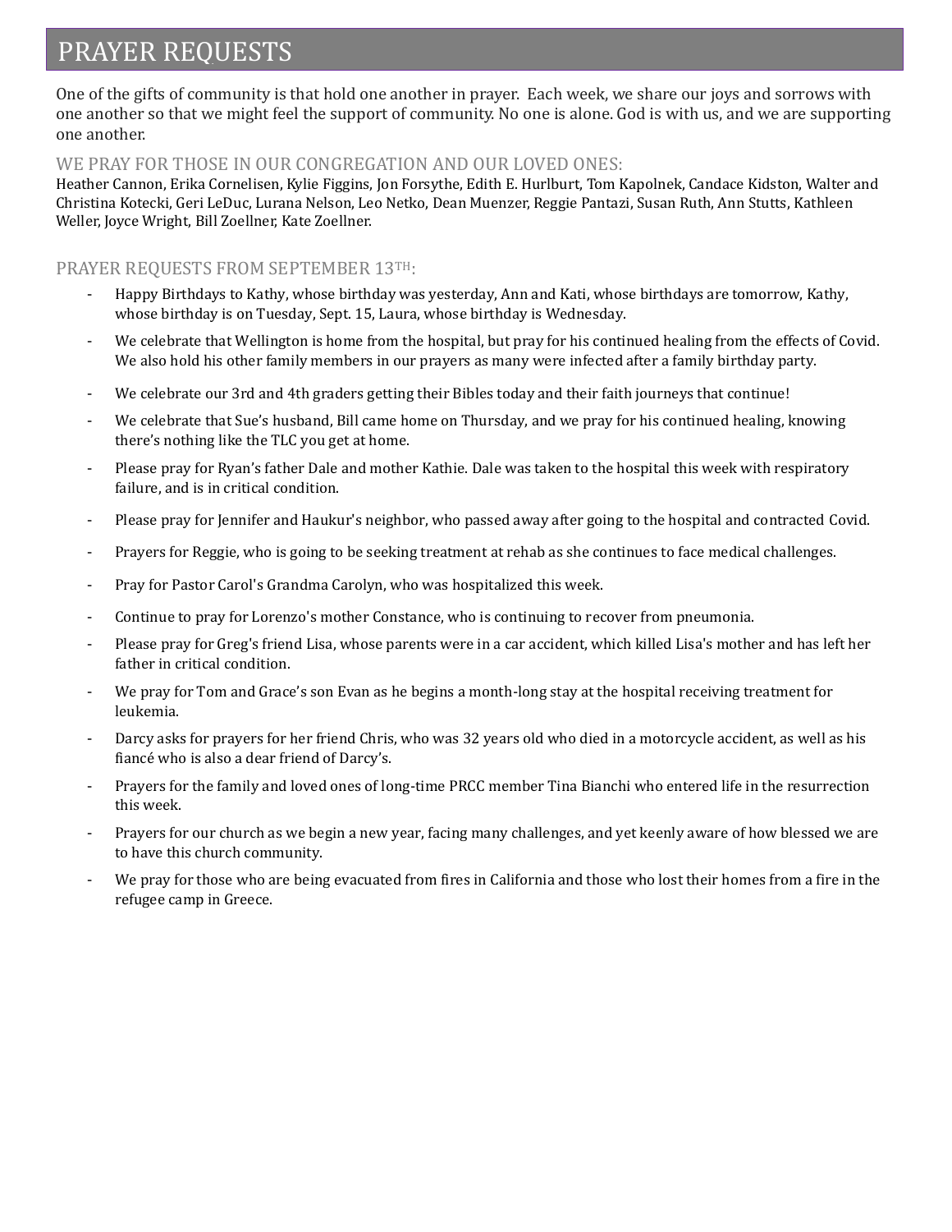# PRAYER REQUESTS

One of the gifts of community is that hold one another in prayer. Each week, we share our joys and sorrows with one another so that we might feel the support of community. No one is alone. God is with us, and we are supporting one another.

## WE PRAY FOR THOSE IN OUR CONGREGATION AND OUR LOVED ONES:

Heather Cannon, Erika Cornelisen, Kylie Figgins, Jon Forsythe, Edith E. Hurlburt, Tom Kapolnek, Candace Kidston, Walter and Christina Kotecki, Geri LeDuc, Lurana Nelson, Leo Netko, Dean Muenzer, Reggie Pantazi, Susan Ruth, Ann Stutts, Kathleen Weller, Joyce Wright, Bill Zoellner, Kate Zoellner.

## PRAYER REQUESTS FROM SEPTEMBER 13TH:

- Happy Birthdays to Kathy, whose birthday was yesterday, Ann and Kati, whose birthdays are tomorrow, Kathy, whose birthday is on Tuesday, Sept. 15, Laura, whose birthday is Wednesday.
- We celebrate that Wellington is home from the hospital, but pray for his continued healing from the effects of Covid. We also hold his other family members in our prayers as many were infected after a family birthday party.
- We celebrate our 3rd and 4th graders getting their Bibles today and their faith journeys that continue!
- We celebrate that Sue's husband, Bill came home on Thursday, and we pray for his continued healing, knowing there's nothing like the TLC you get at home.
- Please pray for Ryan's father Dale and mother Kathie. Dale was taken to the hospital this week with respiratory failure, and is in critical condition.
- Please pray for Jennifer and Haukur's neighbor, who passed away after going to the hospital and contracted Covid.
- Prayers for Reggie, who is going to be seeking treatment at rehab as she continues to face medical challenges.
- Pray for Pastor Carol's Grandma Carolyn, who was hospitalized this week.
- Continue to pray for Lorenzo's mother Constance, who is continuing to recover from pneumonia.
- Please pray for Greg's friend Lisa, whose parents were in a car accident, which killed Lisa's mother and has left her father in critical condition.
- We pray for Tom and Grace's son Evan as he begins a month-long stay at the hospital receiving treatment for leukemia.
- Darcy asks for prayers for her friend Chris, who was 32 years old who died in a motorcycle accident, as well as his fiancé who is also a dear friend of Darcy's.
- Prayers for the family and loved ones of long-time PRCC member Tina Bianchi who entered life in the resurrection this week.
- Prayers for our church as we begin a new year, facing many challenges, and yet keenly aware of how blessed we are to have this church community.
- We pray for those who are being evacuated from fires in California and those who lost their homes from a fire in the refugee camp in Greece.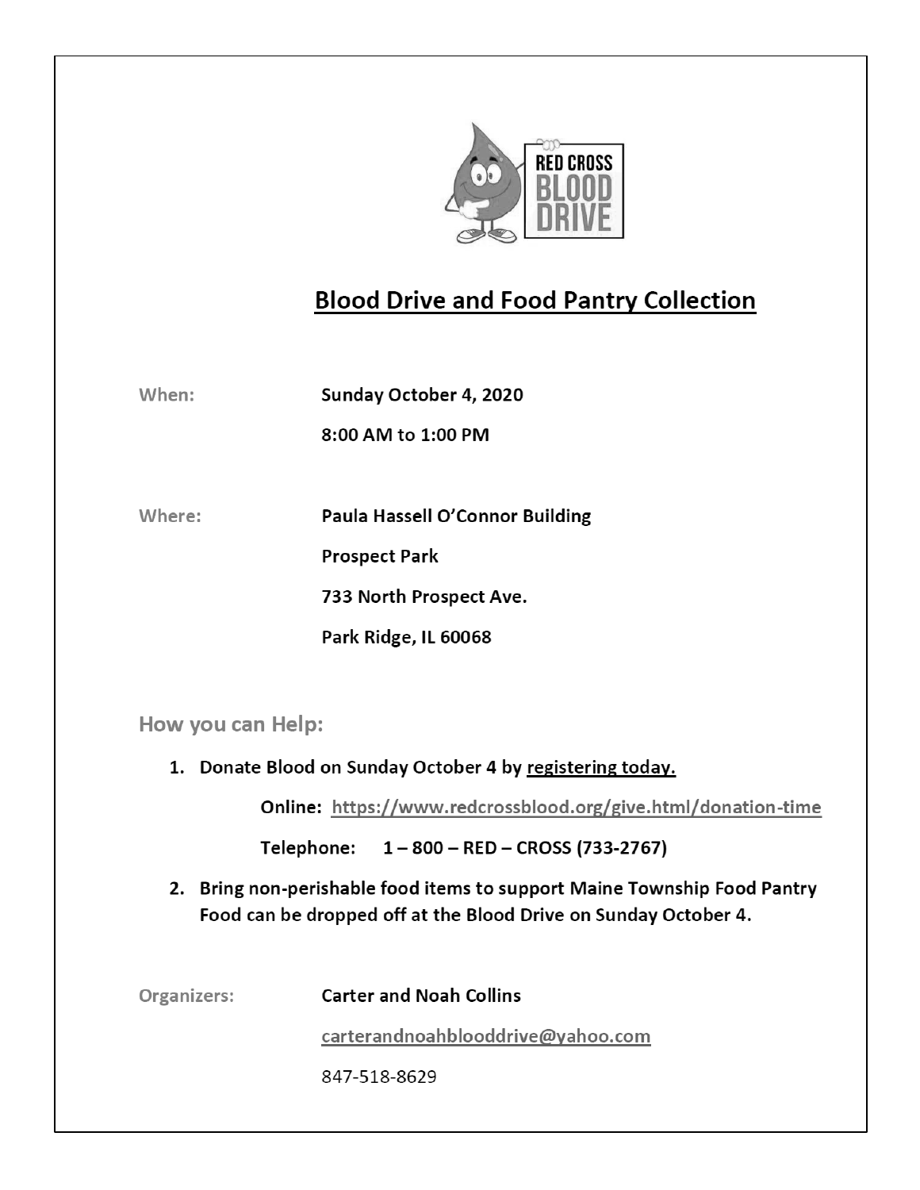# Blood Drive and Food Pantry Collection

**When:** **Sunday October 4, 2020**

**8:00 AM to 1:00 PM**

**Where:** **Paula Hassell O'Connor Building**

**Prospect Park**

**733 North Prospect Ave.**

**Park Ridge, IL 60068**

## How you can Help:

1. **Donate Blood on Sunday October 4 by registering today.**

   **Online:** https://www.redcrossblood.org/give.html/donation-time

   **Telephone: 1 – 800 – RED – CROSS (733-2767)**

2. **Bring non-perishable food items to support Maine Township Food Pantry Food can be dropped off at the Blood Drive on Sunday October 4.**

**Organizers:** **Carter and Noah Collins**

carterandnoahblooddrive@yahoo.com

847-518-8629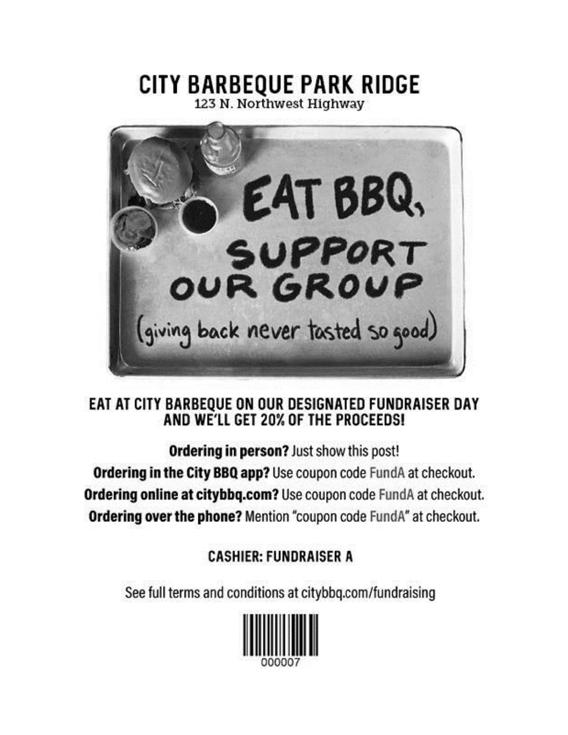# CITY BARBEQUE PARK RIDGE

123 N. Northwest Highway

EAT BBQ, SUPPORT OUR GROUP

(giving back never tasted so good)

## EAT AT CITY BARBEQUE ON OUR DESIGNATED FUNDRAISER DAY AND WE'LL GET 20% OF THE PROCEEDS!

**Ordering in person?** Just show this post!

**Ordering in the City BBQ app?** Use coupon code FundA at checkout.

**Ordering online at citybbq.com?** Use coupon code FundA at checkout.

**Ordering over the phone?** Mention "coupon code FundA" at checkout.

**CASHIER: FUNDRAISER A**

See full terms and conditions at citybbq.com/fundraising

000007